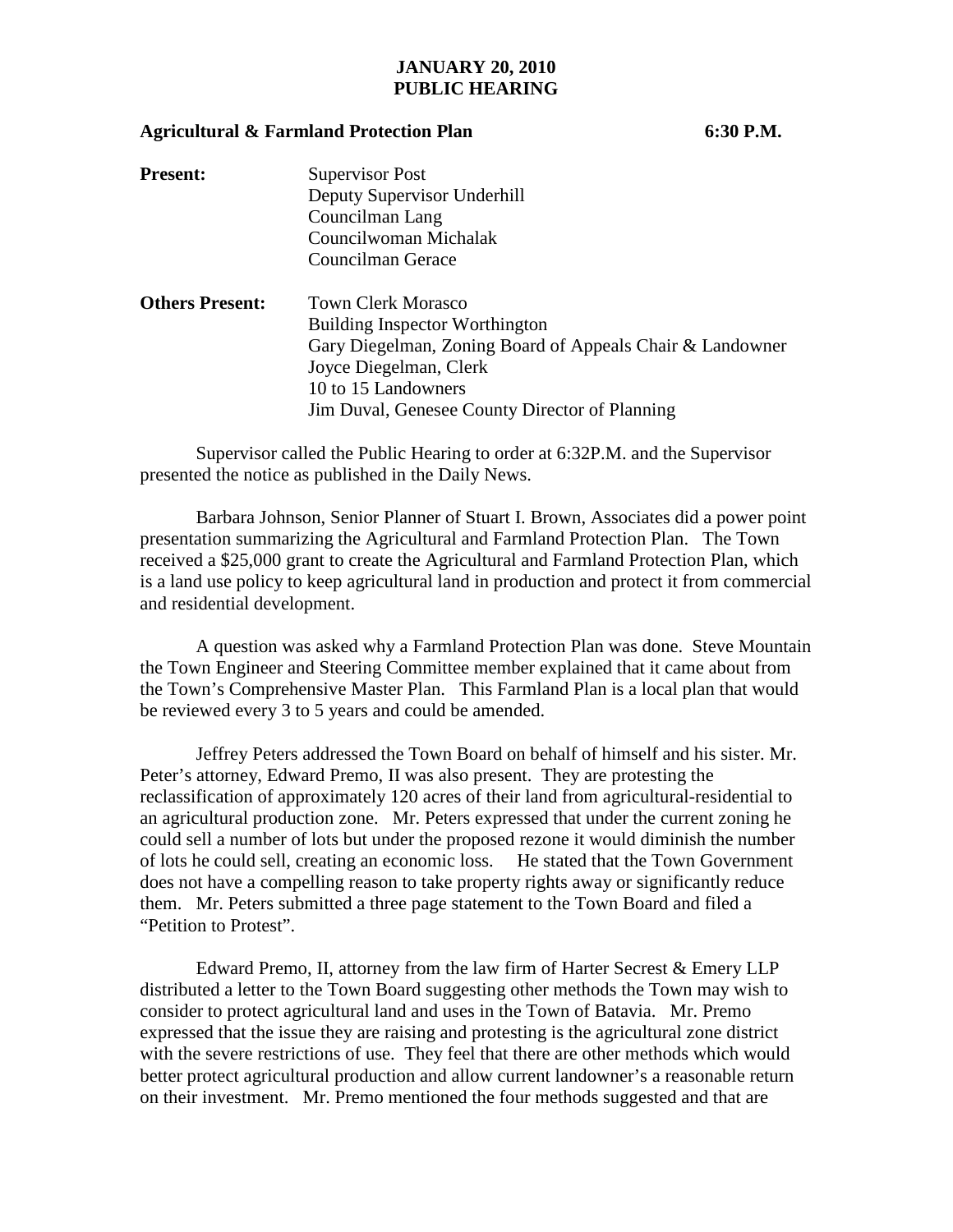**JANUARY 20, 2010**
**PUBLIC HEARING**

**Agricultural & Farmland Protection Plan** **6:30 P.M.**

**Present:**

Supervisor Post
Deputy Supervisor Underhill
Councilman Lang
Councilwoman Michalak
Councilman Gerace

**Others Present:**

Town Clerk Morasco
Building Inspector Worthington
Gary Diegelman, Zoning Board of Appeals Chair & Landowner
Joyce Diegelman, Clerk
10 to 15 Landowners
Jim Duval, Genesee County Director of Planning

Supervisor called the Public Hearing to order at 6:32P.M. and the Supervisor presented the notice as published in the Daily News.

Barbara Johnson, Senior Planner of Stuart I. Brown, Associates did a power point presentation summarizing the Agricultural and Farmland Protection Plan. The Town received a $25,000 grant to create the Agricultural and Farmland Protection Plan, which is a land use policy to keep agricultural land in production and protect it from commercial and residential development.

A question was asked why a Farmland Protection Plan was done. Steve Mountain the Town Engineer and Steering Committee member explained that it came about from the Town's Comprehensive Master Plan. This Farmland Plan is a local plan that would be reviewed every 3 to 5 years and could be amended.

Jeffrey Peters addressed the Town Board on behalf of himself and his sister. Mr. Peter's attorney, Edward Premo, II was also present. They are protesting the reclassification of approximately 120 acres of their land from agricultural-residential to an agricultural production zone. Mr. Peters expressed that under the current zoning he could sell a number of lots but under the proposed rezone it would diminish the number of lots he could sell, creating an economic loss. He stated that the Town Government does not have a compelling reason to take property rights away or significantly reduce them. Mr. Peters submitted a three page statement to the Town Board and filed a "Petition to Protest".

Edward Premo, II, attorney from the law firm of Harter Secrest & Emery LLP distributed a letter to the Town Board suggesting other methods the Town may wish to consider to protect agricultural land and uses in the Town of Batavia. Mr. Premo expressed that the issue they are raising and protesting is the agricultural zone district with the severe restrictions of use. They feel that there are other methods which would better protect agricultural production and allow current landowner's a reasonable return on their investment. Mr. Premo mentioned the four methods suggested and that are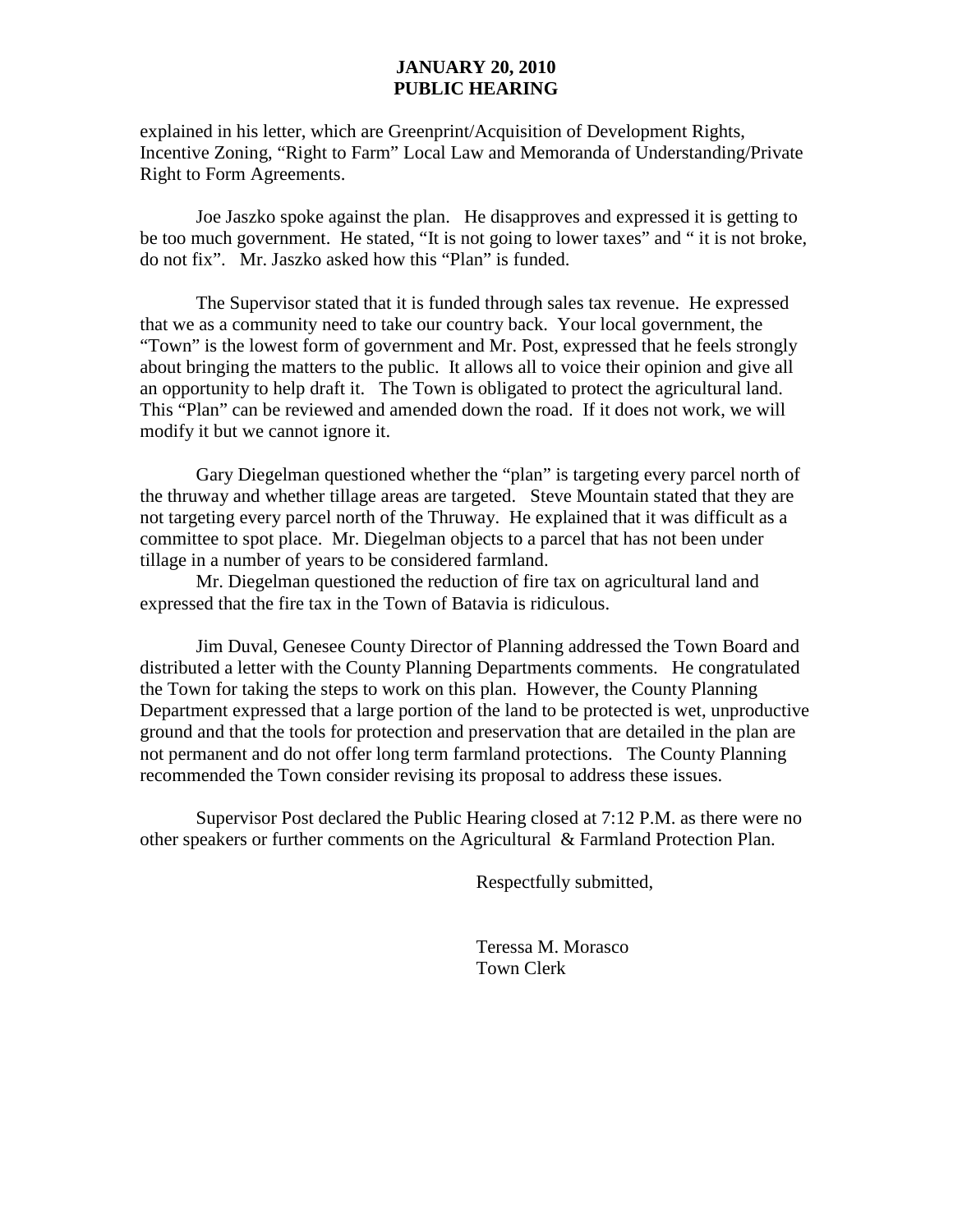**JANUARY 20, 2010**
**PUBLIC HEARING**

explained in his letter, which are Greenprint/Acquisition of Development Rights, Incentive Zoning, "Right to Farm" Local Law and Memoranda of Understanding/Private Right to Form Agreements.

Joe Jaszko spoke against the plan. He disapproves and expressed it is getting to be too much government. He stated, "It is not going to lower taxes" and " it is not broke, do not fix". Mr. Jaszko asked how this "Plan" is funded.

The Supervisor stated that it is funded through sales tax revenue. He expressed that we as a community need to take our country back. Your local government, the "Town" is the lowest form of government and Mr. Post, expressed that he feels strongly about bringing the matters to the public. It allows all to voice their opinion and give all an opportunity to help draft it. The Town is obligated to protect the agricultural land. This "Plan" can be reviewed and amended down the road. If it does not work, we will modify it but we cannot ignore it.

Gary Diegelman questioned whether the "plan" is targeting every parcel north of the thruway and whether tillage areas are targeted. Steve Mountain stated that they are not targeting every parcel north of the Thruway. He explained that it was difficult as a committee to spot place. Mr. Diegelman objects to a parcel that has not been under tillage in a number of years to be considered farmland.

Mr. Diegelman questioned the reduction of fire tax on agricultural land and expressed that the fire tax in the Town of Batavia is ridiculous.

Jim Duval, Genesee County Director of Planning addressed the Town Board and distributed a letter with the County Planning Departments comments. He congratulated the Town for taking the steps to work on this plan. However, the County Planning Department expressed that a large portion of the land to be protected is wet, unproductive ground and that the tools for protection and preservation that are detailed in the plan are not permanent and do not offer long term farmland protections. The County Planning recommended the Town consider revising its proposal to address these issues.

Supervisor Post declared the Public Hearing closed at 7:12 P.M. as there were no other speakers or further comments on the Agricultural & Farmland Protection Plan.

Respectfully submitted,

Teressa M. Morasco
Town Clerk